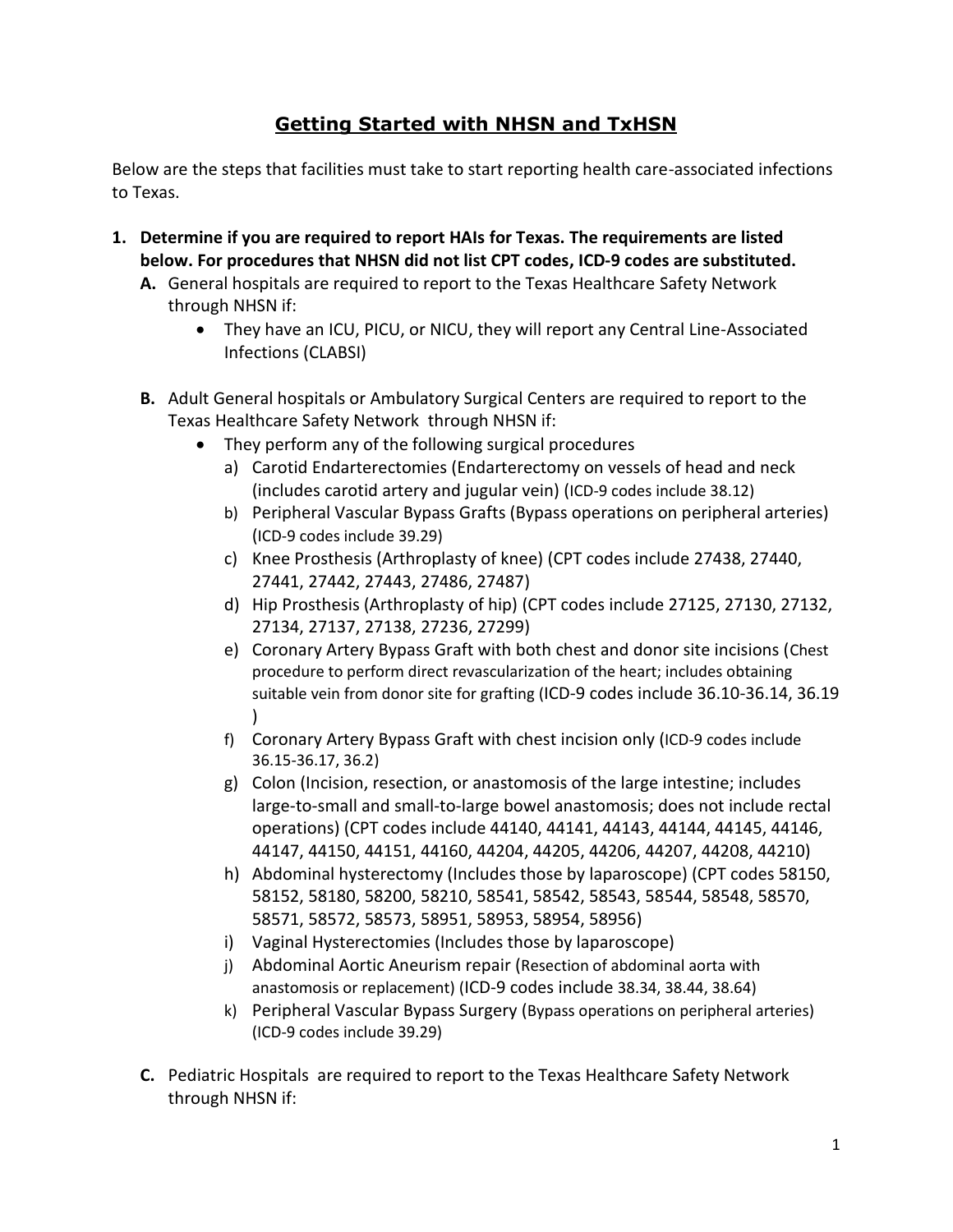# **Getting Started with NHSN and TxHSN**

Below are the steps that facilities must take to start reporting health care-associated infections to Texas.

1. **Determine if you are required to report HAIs for Texas. The requirements are listed below. For procedures that NHSN did not list CPT codes, ICD-9 codes are substituted.**
   - **A.** General hospitals are required to report to the Texas Healthcare Safety Network through NHSN if:
     - They have an ICU, PICU, or NICU, they will report any Central Line-Associated Infections (CLABSI)
   - **B.** Adult General hospitals or Ambulatory Surgical Centers are required to report to the Texas Healthcare Safety Network through NHSN if:
     - They perform any of the following surgical procedures
       - a) Carotid Endarterectomies (Endarterectomy on vessels of head and neck (includes carotid artery and jugular vein) (ICD-9 codes include 38.12)
       - b) Peripheral Vascular Bypass Grafts (Bypass operations on peripheral arteries) (ICD-9 codes include 39.29)
       - c) Knee Prosthesis (Arthroplasty of knee) (CPT codes include 27438, 27440, 27441, 27442, 27443, 27486, 27487)
       - d) Hip Prosthesis (Arthroplasty of hip) (CPT codes include 27125, 27130, 27132, 27134, 27137, 27138, 27236, 27299)
       - e) Coronary Artery Bypass Graft with both chest and donor site incisions (Chest procedure to perform direct revascularization of the heart; includes obtaining suitable vein from donor site for grafting (ICD-9 codes include 36.10-36.14, 36.19 )
       - f) Coronary Artery Bypass Graft with chest incision only (ICD-9 codes include 36.15-36.17, 36.2)
       - g) Colon (Incision, resection, or anastomosis of the large intestine; includes large-to-small and small-to-large bowel anastomosis; does not include rectal operations) (CPT codes include 44140, 44141, 44143, 44144, 44145, 44146, 44147, 44150, 44151, 44160, 44204, 44205, 44206, 44207, 44208, 44210)
       - h) Abdominal hysterectomy (Includes those by laparoscope) (CPT codes 58150, 58152, 58180, 58200, 58210, 58541, 58542, 58543, 58544, 58548, 58570, 58571, 58572, 58573, 58951, 58953, 58954, 58956)
       - i) Vaginal Hysterectomies (Includes those by laparoscope)
       - j) Abdominal Aortic Aneurism repair (Resection of abdominal aorta with anastomosis or replacement) (ICD-9 codes include 38.34, 38.44, 38.64)
       - k) Peripheral Vascular Bypass Surgery (Bypass operations on peripheral arteries) (ICD-9 codes include 39.29)
   - **C.** Pediatric Hospitals are required to report to the Texas Healthcare Safety Network through NHSN if: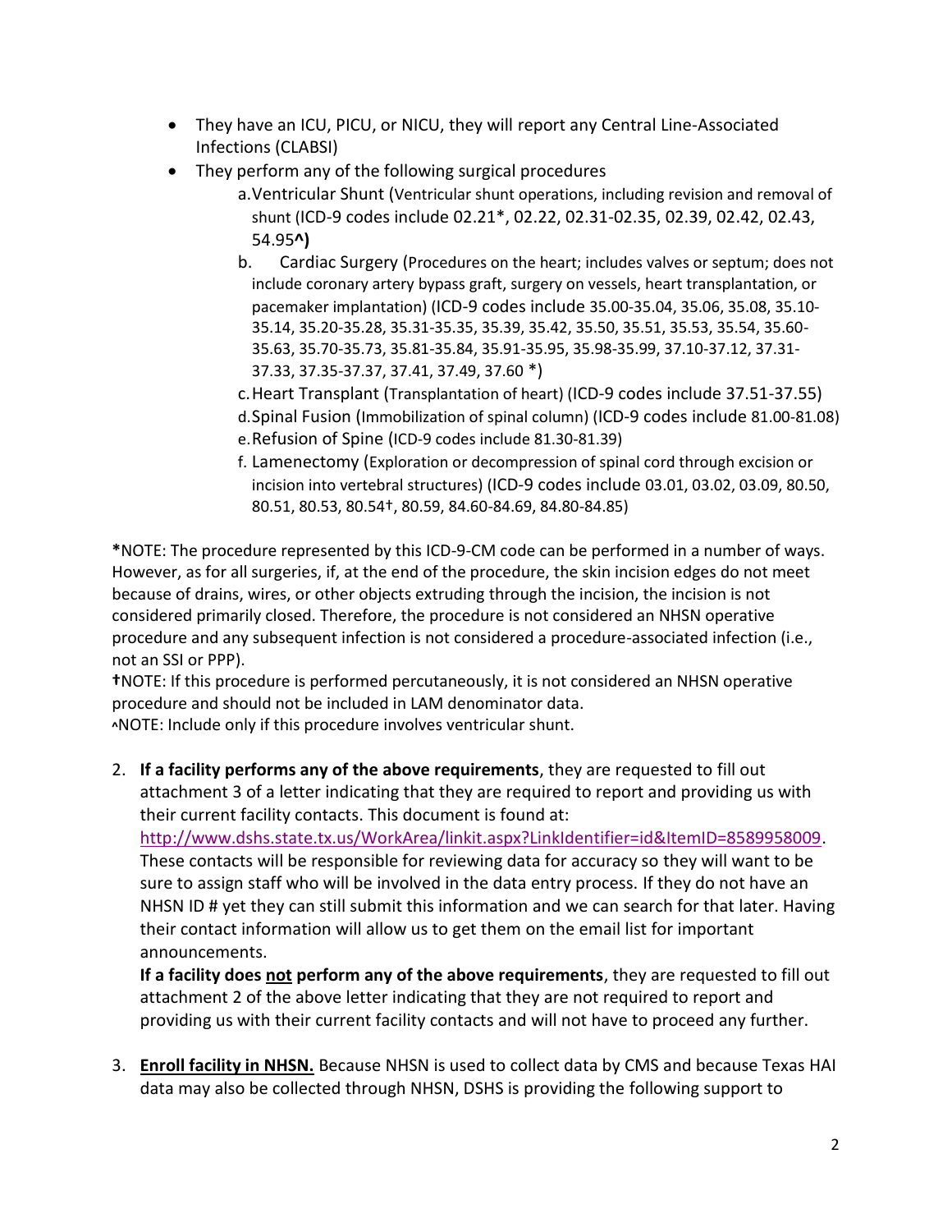- They have an ICU, PICU, or NICU, they will report any Central Line-Associated Infections (CLABSI)
- They perform any of the following surgical procedures
    a. Ventricular Shunt (Ventricular shunt operations, including revision and removal of shunt (ICD-9 codes include 02.21*, 02.22, 02.31-02.35, 02.39, 02.42, 02.43, 54.95**^)**
    b. Cardiac Surgery (Procedures on the heart; includes valves or septum; does not include coronary artery bypass graft, surgery on vessels, heart transplantation, or pacemaker implantation) (ICD-9 codes include 35.00-35.04, 35.06, 35.08, 35.10-35.14, 35.20-35.28, 35.31-35.35, 35.39, 35.42, 35.50, 35.51, 35.53, 35.54, 35.60-35.63, 35.70-35.73, 35.81-35.84, 35.91-35.95, 35.98-35.99, 37.10-37.12, 37.31-37.33, 37.35-37.37, 37.41, 37.49, 37.60 *)
    c. Heart Transplant (Transplantation of heart) (ICD-9 codes include 37.51-37.55)
    d. Spinal Fusion (Immobilization of spinal column) (ICD-9 codes include 81.00-81.08)
    e. Refusion of Spine (ICD-9 codes include 81.30-81.39)
    f. Lamenectomy (Exploration or decompression of spinal cord through excision or incision into vertebral structures) (ICD-9 codes include 03.01, 03.02, 03.09, 80.50, 80.51, 80.53, 80.54†, 80.59, 84.60-84.69, 84.80-84.85)

**\***NOTE: The procedure represented by this ICD-9-CM code can be performed in a number of ways. However, as for all surgeries, if, at the end of the procedure, the skin incision edges do not meet because of drains, wires, or other objects extruding through the incision, the incision is not considered primarily closed. Therefore, the procedure is not considered an NHSN operative procedure and any subsequent infection is not considered a procedure-associated infection (i.e., not an SSI or PPP).
**†**NOTE: If this procedure is performed percutaneously, it is not considered an NHSN operative procedure and should not be included in LAM denominator data.
^NOTE: Include only if this procedure involves ventricular shunt.

2. **If a facility performs any of the above requirements**, they are requested to fill out attachment 3 of a letter indicating that they are required to report and providing us with their current facility contacts. This document is found at: [http://www.dshs.state.tx.us/WorkArea/linkit.aspx?LinkIdentifier=id&ItemID=8589958009](http://www.dshs.state.tx.us/WorkArea/linkit.aspx?LinkIdentifier=id&ItemID=8589958009). These contacts will be responsible for reviewing data for accuracy so they will want to be sure to assign staff who will be involved in the data entry process. If they do not have an NHSN ID # yet they can still submit this information and we can search for that later. Having their contact information will allow us to get them on the email list for important announcements.
   **If a facility does <u>not</u> perform any of the above requirements**, they are requested to fill out attachment 2 of the above letter indicating that they are not required to report and providing us with their current facility contacts and will not have to proceed any further.

3. **<u>Enroll facility in NHSN.</u>** Because NHSN is used to collect data by CMS and because Texas HAI data may also be collected through NHSN, DSHS is providing the following support to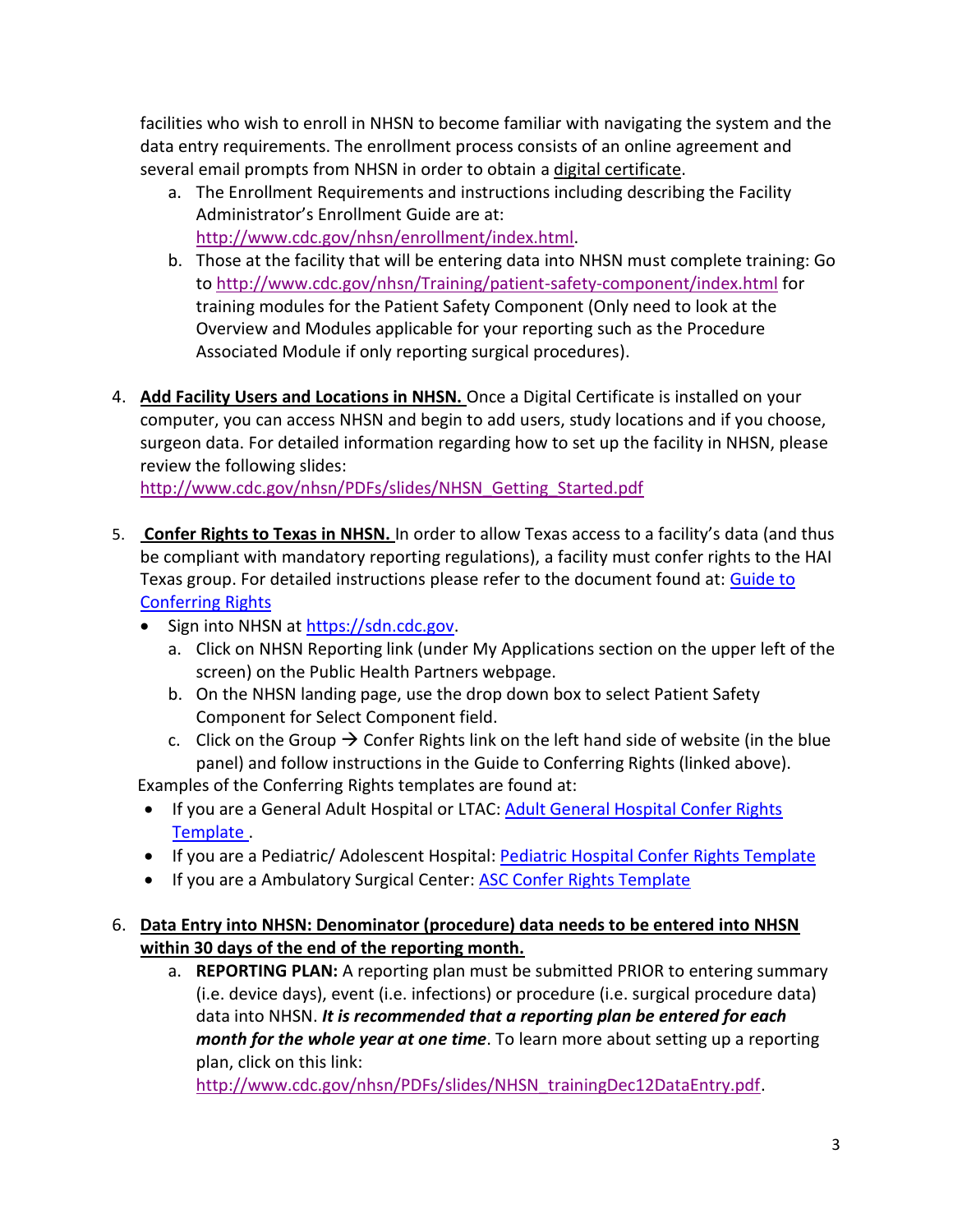facilities who wish to enroll in NHSN to become familiar with navigating the system and the data entry requirements. The enrollment process consists of an online agreement and several email prompts from NHSN in order to obtain a digital certificate.

a. The Enrollment Requirements and instructions including describing the Facility Administrator's Enrollment Guide are at: http://www.cdc.gov/nhsn/enrollment/index.html.
b. Those at the facility that will be entering data into NHSN must complete training: Go to http://www.cdc.gov/nhsn/Training/patient-safety-component/index.html for training modules for the Patient Safety Component (Only need to look at the Overview and Modules applicable for your reporting such as the Procedure Associated Module if only reporting surgical procedures).

4. **Add Facility Users and Locations in NHSN.** Once a Digital Certificate is installed on your computer, you can access NHSN and begin to add users, study locations and if you choose, surgeon data. For detailed information regarding how to set up the facility in NHSN, please review the following slides: http://www.cdc.gov/nhsn/PDFs/slides/NHSN_Getting_Started.pdf

5. **Confer Rights to Texas in NHSN.** In order to allow Texas access to a facility's data (and thus be compliant with mandatory reporting regulations), a facility must confer rights to the HAI Texas group. For detailed instructions please refer to the document found at: Guide to Conferring Rights
   - Sign into NHSN at https://sdn.cdc.gov.
     a. Click on NHSN Reporting link (under My Applications section on the upper left of the screen) on the Public Health Partners webpage.
     b. On the NHSN landing page, use the drop down box to select Patient Safety Component for Select Component field.
     c. Click on the Group → Confer Rights link on the left hand side of website (in the blue panel) and follow instructions in the Guide to Conferring Rights (linked above).

   Examples of the Conferring Rights templates are found at:
   - If you are a General Adult Hospital or LTAC: Adult General Hospital Confer Rights Template .
   - If you are a Pediatric/ Adolescent Hospital: Pediatric Hospital Confer Rights Template
   - If you are a Ambulatory Surgical Center: ASC Confer Rights Template

6. **Data Entry into NHSN: Denominator (procedure) data needs to be entered into NHSN within 30 days of the end of the reporting month.**
   a. **REPORTING PLAN:** A reporting plan must be submitted PRIOR to entering summary (i.e. device days), event (i.e. infections) or procedure (i.e. surgical procedure data) data into NHSN. ***It is recommended that a reporting plan be entered for each month for the whole year at one time***. To learn more about setting up a reporting plan, click on this link: http://www.cdc.gov/nhsn/PDFs/slides/NHSN_trainingDec12DataEntry.pdf.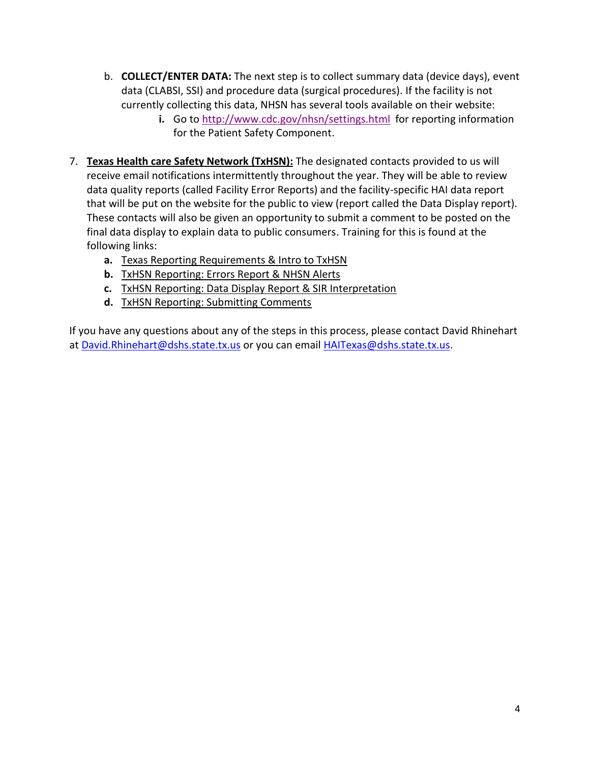b. **COLLECT/ENTER DATA:** The next step is to collect summary data (device days), event data (CLABSI, SSI) and procedure data (surgical procedures). If the facility is not currently collecting this data, NHSN has several tools available on their website:
      i. Go to [http://www.cdc.gov/nhsn/settings.html](http://www.cdc.gov/nhsn/settings.html) for reporting information for the Patient Safety Component.

7. **Texas Health care Safety Network (TxHSN):** The designated contacts provided to us will receive email notifications intermittently throughout the year. They will be able to review data quality reports (called Facility Error Reports) and the facility-specific HAI data report that will be put on the website for the public to view (report called the Data Display report). These contacts will also be given an opportunity to submit a comment to be posted on the final data display to explain data to public consumers. Training for this is found at the following links:
   a. Texas Reporting Requirements & Intro to TxHSN
   b. TxHSN Reporting: Errors Report & NHSN Alerts
   c. TxHSN Reporting: Data Display Report & SIR Interpretation
   d. TxHSN Reporting: Submitting Comments

If you have any questions about any of the steps in this process, please contact David Rhinehart at David.Rhinehart@dshs.state.tx.us or you can email HAITexas@dshs.state.tx.us.